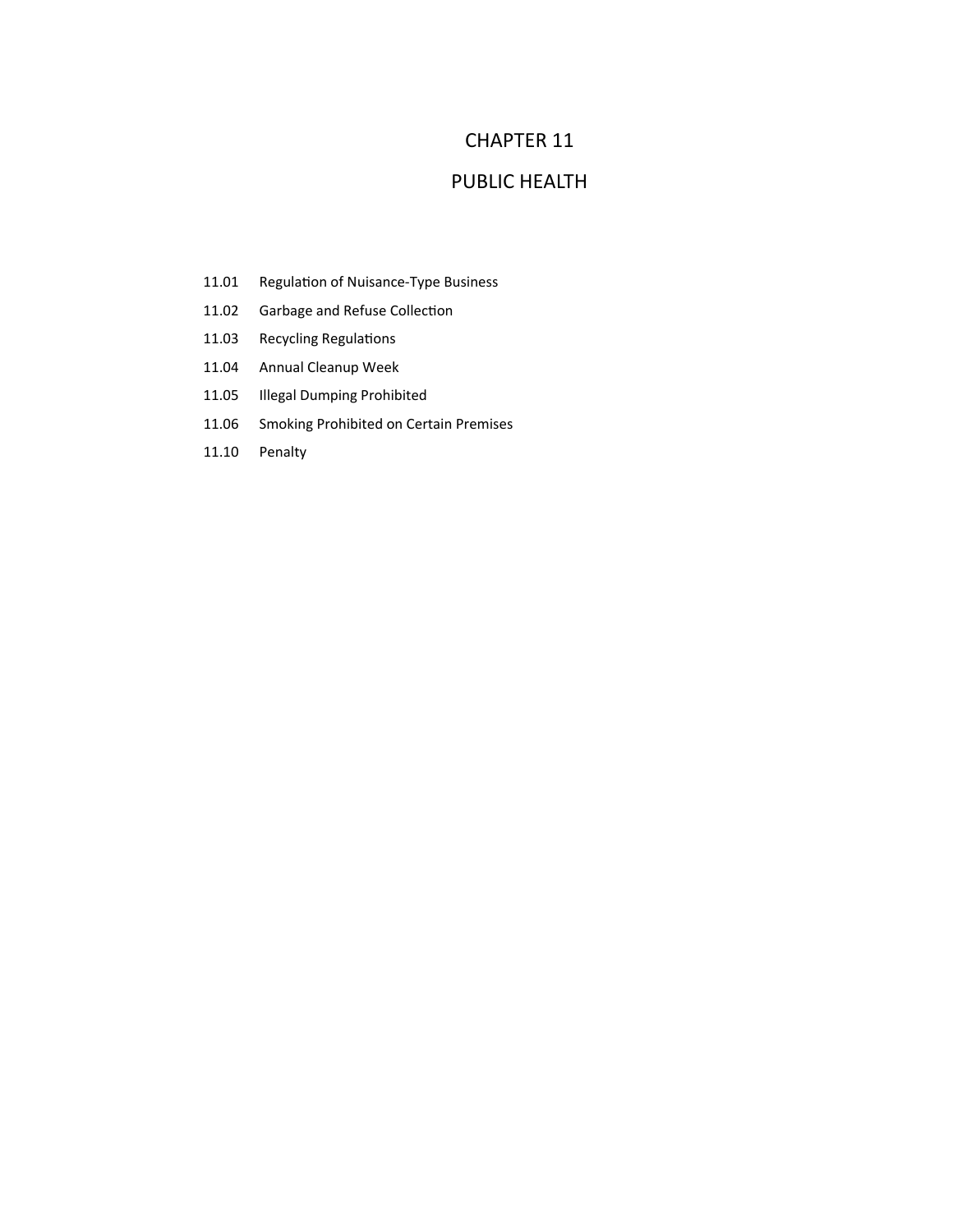# CHAPTER 11

# PUBLIC HEALTH

11.01 Regulation of Nuisance-Type Business

11.02 Garbage and Refuse Collection

11.03 Recycling Regulations

11.04 Annual Cleanup Week

11.05 Illegal Dumping Prohibited

11.06 Smoking Prohibited on Certain Premises

11.10 Penalty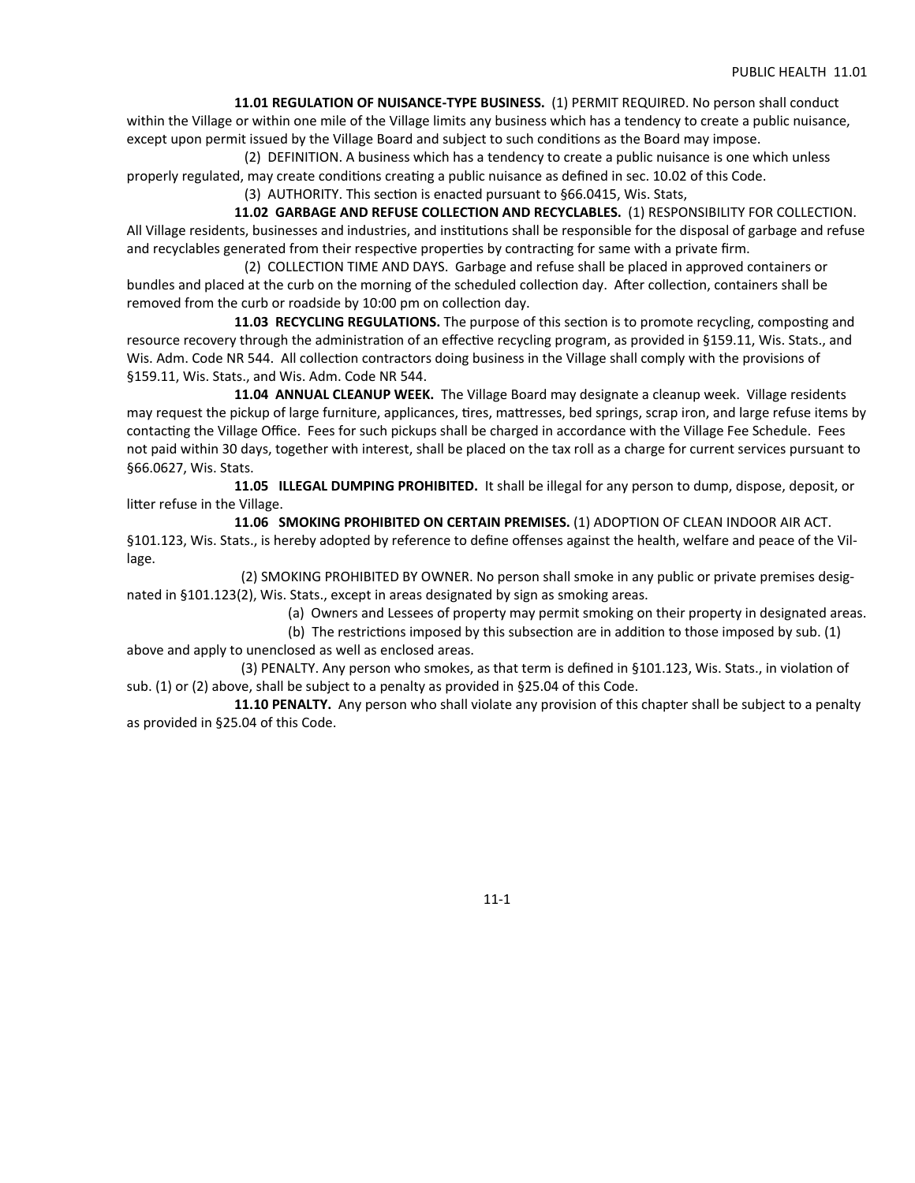**11.01 REGULATION OF NUISANCE-TYPE BUSINESS.** (1) PERMIT REQUIRED. No person shall conduct within the Village or within one mile of the Village limits any business which has a tendency to create a public nuisance, except upon permit issued by the Village Board and subject to such conditions as the Board may impose.

(2) DEFINITION. A business which has a tendency to create a public nuisance is one which unless properly regulated, may create conditions creating a public nuisance as defined in sec. 10.02 of this Code.

(3) AUTHORITY. This section is enacted pursuant to §66.0415, Wis. Stats,

**11.02 GARBAGE AND REFUSE COLLECTION AND RECYCLABLES.** (1) RESPONSIBILITY FOR COLLECTION. All Village residents, businesses and industries, and institutions shall be responsible for the disposal of garbage and refuse and recyclables generated from their respective properties by contracting for same with a private firm.

(2) COLLECTION TIME AND DAYS. Garbage and refuse shall be placed in approved containers or bundles and placed at the curb on the morning of the scheduled collection day. After collection, containers shall be removed from the curb or roadside by 10:00 pm on collection day.

**11.03 RECYCLING REGULATIONS.** The purpose of this section is to promote recycling, composting and resource recovery through the administration of an effective recycling program, as provided in §159.11, Wis. Stats., and Wis. Adm. Code NR 544. All collection contractors doing business in the Village shall comply with the provisions of §159.11, Wis. Stats., and Wis. Adm. Code NR 544.

**11.04 ANNUAL CLEANUP WEEK.** The Village Board may designate a cleanup week. Village residents may request the pickup of large furniture, applicances, tires, mattresses, bed springs, scrap iron, and large refuse items by contacting the Village Office. Fees for such pickups shall be charged in accordance with the Village Fee Schedule. Fees not paid within 30 days, together with interest, shall be placed on the tax roll as a charge for current services pursuant to §66.0627, Wis. Stats.

**11.05 ILLEGAL DUMPING PROHIBITED.** It shall be illegal for any person to dump, dispose, deposit, or litter refuse in the Village.

**11.06 SMOKING PROHIBITED ON CERTAIN PREMISES.** (1) ADOPTION OF CLEAN INDOOR AIR ACT. §101.123, Wis. Stats., is hereby adopted by reference to define offenses against the health, welfare and peace of the Village.

(2) SMOKING PROHIBITED BY OWNER. No person shall smoke in any public or private premises designated in §101.123(2), Wis. Stats., except in areas designated by sign as smoking areas.

(a) Owners and Lessees of property may permit smoking on their property in designated areas.

(b) The restrictions imposed by this subsection are in addition to those imposed by sub. (1) above and apply to unenclosed as well as enclosed areas.

(3) PENALTY. Any person who smokes, as that term is defined in §101.123, Wis. Stats., in violation of sub. (1) or (2) above, shall be subject to a penalty as provided in §25.04 of this Code.

**11.10 PENALTY.** Any person who shall violate any provision of this chapter shall be subject to a penalty as provided in §25.04 of this Code.